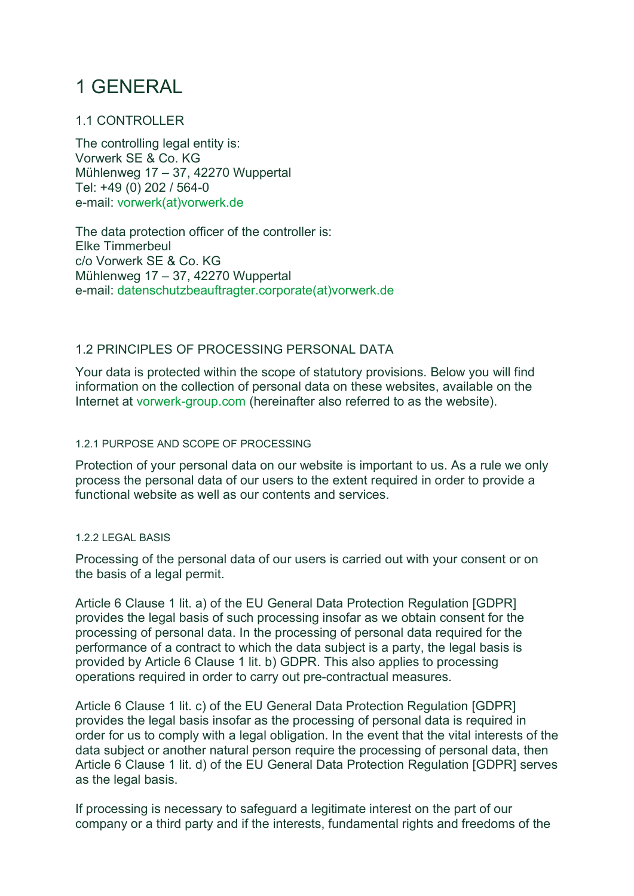# 1 GENERAL

## 1.1 CONTROLLER

The controlling legal entity is:
Vorwerk SE & Co. KG
Mühlenweg 17 – 37, 42270 Wuppertal
Tel: +49 (0) 202 / 564-0
e-mail: vorwerk(at)vorwerk.de

The data protection officer of the controller is:
Elke Timmerbeul
c/o Vorwerk SE & Co. KG
Mühlenweg 17 – 37, 42270 Wuppertal
e-mail: datenschutzbeauftragter.corporate(at)vorwerk.de

## 1.2 PRINCIPLES OF PROCESSING PERSONAL DATA

Your data is protected within the scope of statutory provisions. Below you will find information on the collection of personal data on these websites, available on the Internet at vorwerk-group.com (hereinafter also referred to as the website).

### 1.2.1 PURPOSE AND SCOPE OF PROCESSING

Protection of your personal data on our website is important to us. As a rule we only process the personal data of our users to the extent required in order to provide a functional website as well as our contents and services.

### 1.2.2 LEGAL BASIS

Processing of the personal data of our users is carried out with your consent or on the basis of a legal permit.

Article 6 Clause 1 lit. a) of the EU General Data Protection Regulation [GDPR] provides the legal basis of such processing insofar as we obtain consent for the processing of personal data. In the processing of personal data required for the performance of a contract to which the data subject is a party, the legal basis is provided by Article 6 Clause 1 lit. b) GDPR. This also applies to processing operations required in order to carry out pre-contractual measures.

Article 6 Clause 1 lit. c) of the EU General Data Protection Regulation [GDPR] provides the legal basis insofar as the processing of personal data is required in order for us to comply with a legal obligation. In the event that the vital interests of the data subject or another natural person require the processing of personal data, then Article 6 Clause 1 lit. d) of the EU General Data Protection Regulation [GDPR] serves as the legal basis.

If processing is necessary to safeguard a legitimate interest on the part of our company or a third party and if the interests, fundamental rights and freedoms of the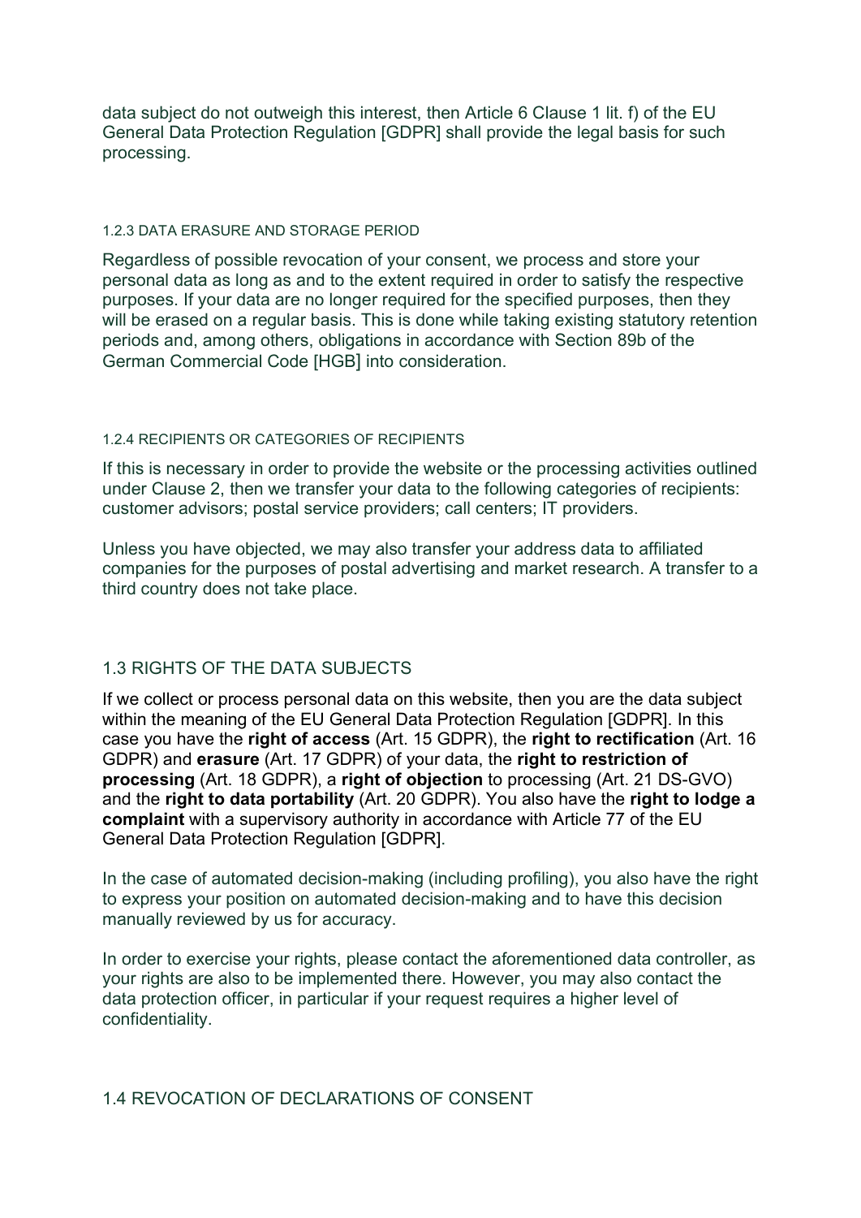data subject do not outweigh this interest, then Article 6 Clause 1 lit. f) of the EU General Data Protection Regulation [GDPR] shall provide the legal basis for such processing.

#### 1.2.3 DATA ERASURE AND STORAGE PERIOD

Regardless of possible revocation of your consent, we process and store your personal data as long as and to the extent required in order to satisfy the respective purposes. If your data are no longer required for the specified purposes, then they will be erased on a regular basis. This is done while taking existing statutory retention periods and, among others, obligations in accordance with Section 89b of the German Commercial Code [HGB] into consideration.

#### 1.2.4 RECIPIENTS OR CATEGORIES OF RECIPIENTS

If this is necessary in order to provide the website or the processing activities outlined under Clause 2, then we transfer your data to the following categories of recipients: customer advisors; postal service providers; call centers; IT providers.

Unless you have objected, we may also transfer your address data to affiliated companies for the purposes of postal advertising and market research. A transfer to a third country does not take place.

### 1.3 RIGHTS OF THE DATA SUBJECTS

If we collect or process personal data on this website, then you are the data subject within the meaning of the EU General Data Protection Regulation [GDPR]. In this case you have the **right of access** (Art. 15 GDPR), the **right to rectification** (Art. 16 GDPR) and **erasure** (Art. 17 GDPR) of your data, the **right to restriction of processing** (Art. 18 GDPR), a **right of objection** to processing (Art. 21 DS-GVO) and the **right to data portability** (Art. 20 GDPR). You also have the **right to lodge a complaint** with a supervisory authority in accordance with Article 77 of the EU General Data Protection Regulation [GDPR].

In the case of automated decision-making (including profiling), you also have the right to express your position on automated decision-making and to have this decision manually reviewed by us for accuracy.

In order to exercise your rights, please contact the aforementioned data controller, as your rights are also to be implemented there. However, you may also contact the data protection officer, in particular if your request requires a higher level of confidentiality.

### 1.4 REVOCATION OF DECLARATIONS OF CONSENT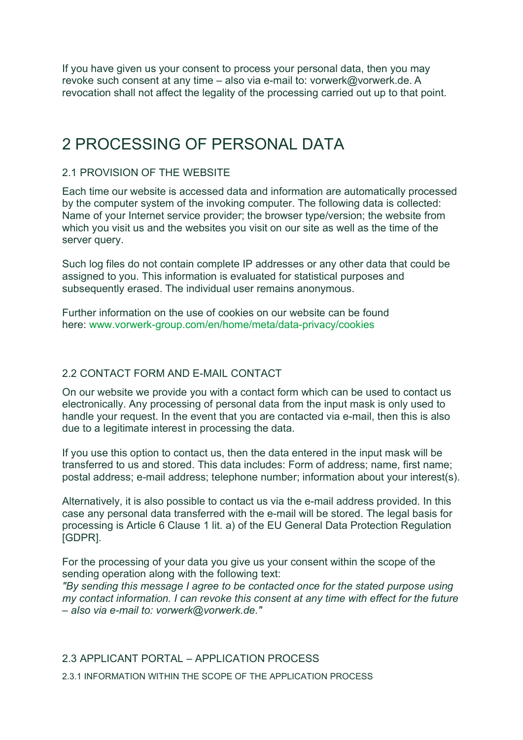If you have given us your consent to process your personal data, then you may revoke such consent at any time – also via e-mail to: vorwerk@vorwerk.de. A revocation shall not affect the legality of the processing carried out up to that point.

# 2 PROCESSING OF PERSONAL DATA

## 2.1 PROVISION OF THE WEBSITE

Each time our website is accessed data and information are automatically processed by the computer system of the invoking computer. The following data is collected: Name of your Internet service provider; the browser type/version; the website from which you visit us and the websites you visit on our site as well as the time of the server query.

Such log files do not contain complete IP addresses or any other data that could be assigned to you. This information is evaluated for statistical purposes and subsequently erased. The individual user remains anonymous.

Further information on the use of cookies on our website can be found here: www.vorwerk-group.com/en/home/meta/data-privacy/cookies

## 2.2 CONTACT FORM AND E-MAIL CONTACT

On our website we provide you with a contact form which can be used to contact us electronically. Any processing of personal data from the input mask is only used to handle your request. In the event that you are contacted via e-mail, then this is also due to a legitimate interest in processing the data.

If you use this option to contact us, then the data entered in the input mask will be transferred to us and stored. This data includes: Form of address; name, first name; postal address; e-mail address; telephone number; information about your interest(s).

Alternatively, it is also possible to contact us via the e-mail address provided. In this case any personal data transferred with the e-mail will be stored. The legal basis for processing is Article 6 Clause 1 lit. a) of the EU General Data Protection Regulation [GDPR].

For the processing of your data you give us your consent within the scope of the sending operation along with the following text:
*"By sending this message I agree to be contacted once for the stated purpose using my contact information. I can revoke this consent at any time with effect for the future – also via e-mail to: vorwerk@vorwerk.de."*

## 2.3 APPLICANT PORTAL – APPLICATION PROCESS

### 2.3.1 INFORMATION WITHIN THE SCOPE OF THE APPLICATION PROCESS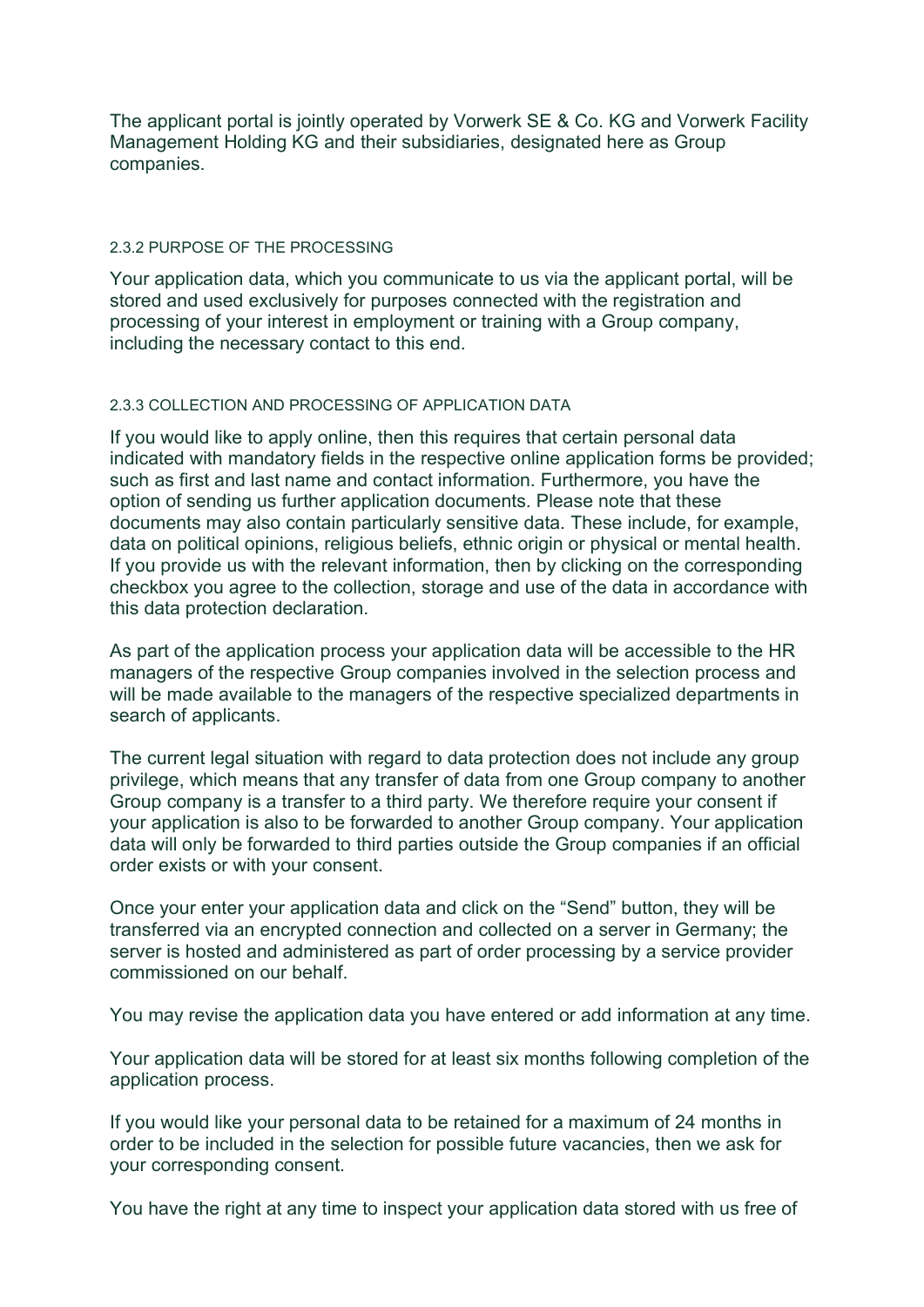The applicant portal is jointly operated by Vorwerk SE & Co. KG and Vorwerk Facility Management Holding KG and their subsidiaries, designated here as Group companies.

#### 2.3.2 PURPOSE OF THE PROCESSING

Your application data, which you communicate to us via the applicant portal, will be stored and used exclusively for purposes connected with the registration and processing of your interest in employment or training with a Group company, including the necessary contact to this end.

#### 2.3.3 COLLECTION AND PROCESSING OF APPLICATION DATA

If you would like to apply online, then this requires that certain personal data indicated with mandatory fields in the respective online application forms be provided; such as first and last name and contact information. Furthermore, you have the option of sending us further application documents. Please note that these documents may also contain particularly sensitive data. These include, for example, data on political opinions, religious beliefs, ethnic origin or physical or mental health. If you provide us with the relevant information, then by clicking on the corresponding checkbox you agree to the collection, storage and use of the data in accordance with this data protection declaration.

As part of the application process your application data will be accessible to the HR managers of the respective Group companies involved in the selection process and will be made available to the managers of the respective specialized departments in search of applicants.

The current legal situation with regard to data protection does not include any group privilege, which means that any transfer of data from one Group company to another Group company is a transfer to a third party. We therefore require your consent if your application is also to be forwarded to another Group company. Your application data will only be forwarded to third parties outside the Group companies if an official order exists or with your consent.

Once your enter your application data and click on the "Send" button, they will be transferred via an encrypted connection and collected on a server in Germany; the server is hosted and administered as part of order processing by a service provider commissioned on our behalf.

You may revise the application data you have entered or add information at any time.

Your application data will be stored for at least six months following completion of the application process.

If you would like your personal data to be retained for a maximum of 24 months in order to be included in the selection for possible future vacancies, then we ask for your corresponding consent.

You have the right at any time to inspect your application data stored with us free of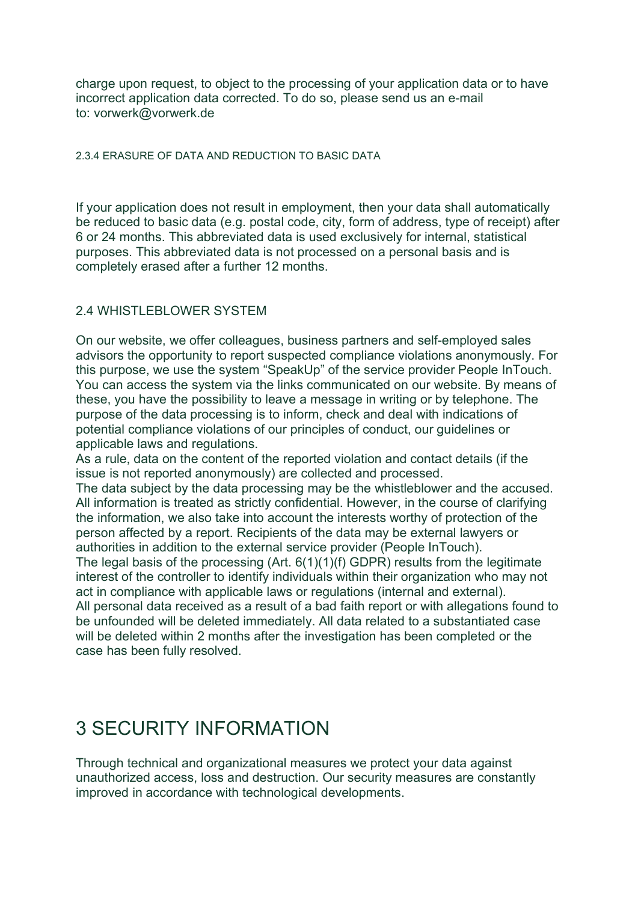charge upon request, to object to the processing of your application data or to have incorrect application data corrected. To do so, please send us an e-mail to: vorwerk@vorwerk.de

#### 2.3.4 ERASURE OF DATA AND REDUCTION TO BASIC DATA

If your application does not result in employment, then your data shall automatically be reduced to basic data (e.g. postal code, city, form of address, type of receipt) after 6 or 24 months. This abbreviated data is used exclusively for internal, statistical purposes. This abbreviated data is not processed on a personal basis and is completely erased after a further 12 months.

### 2.4 WHISTLEBLOWER SYSTEM

On our website, we offer colleagues, business partners and self-employed sales advisors the opportunity to report suspected compliance violations anonymously. For this purpose, we use the system "SpeakUp" of the service provider People InTouch. You can access the system via the links communicated on our website. By means of these, you have the possibility to leave a message in writing or by telephone. The purpose of the data processing is to inform, check and deal with indications of potential compliance violations of our principles of conduct, our guidelines or applicable laws and regulations.
As a rule, data on the content of the reported violation and contact details (if the issue is not reported anonymously) are collected and processed.
The data subject by the data processing may be the whistleblower and the accused. All information is treated as strictly confidential. However, in the course of clarifying the information, we also take into account the interests worthy of protection of the person affected by a report. Recipients of the data may be external lawyers or authorities in addition to the external service provider (People InTouch).
The legal basis of the processing (Art. 6(1)(1)(f) GDPR) results from the legitimate interest of the controller to identify individuals within their organization who may not act in compliance with applicable laws or regulations (internal and external).
All personal data received as a result of a bad faith report or with allegations found to be unfounded will be deleted immediately. All data related to a substantiated case will be deleted within 2 months after the investigation has been completed or the case has been fully resolved.

## 3 SECURITY INFORMATION

Through technical and organizational measures we protect your data against unauthorized access, loss and destruction. Our security measures are constantly improved in accordance with technological developments.